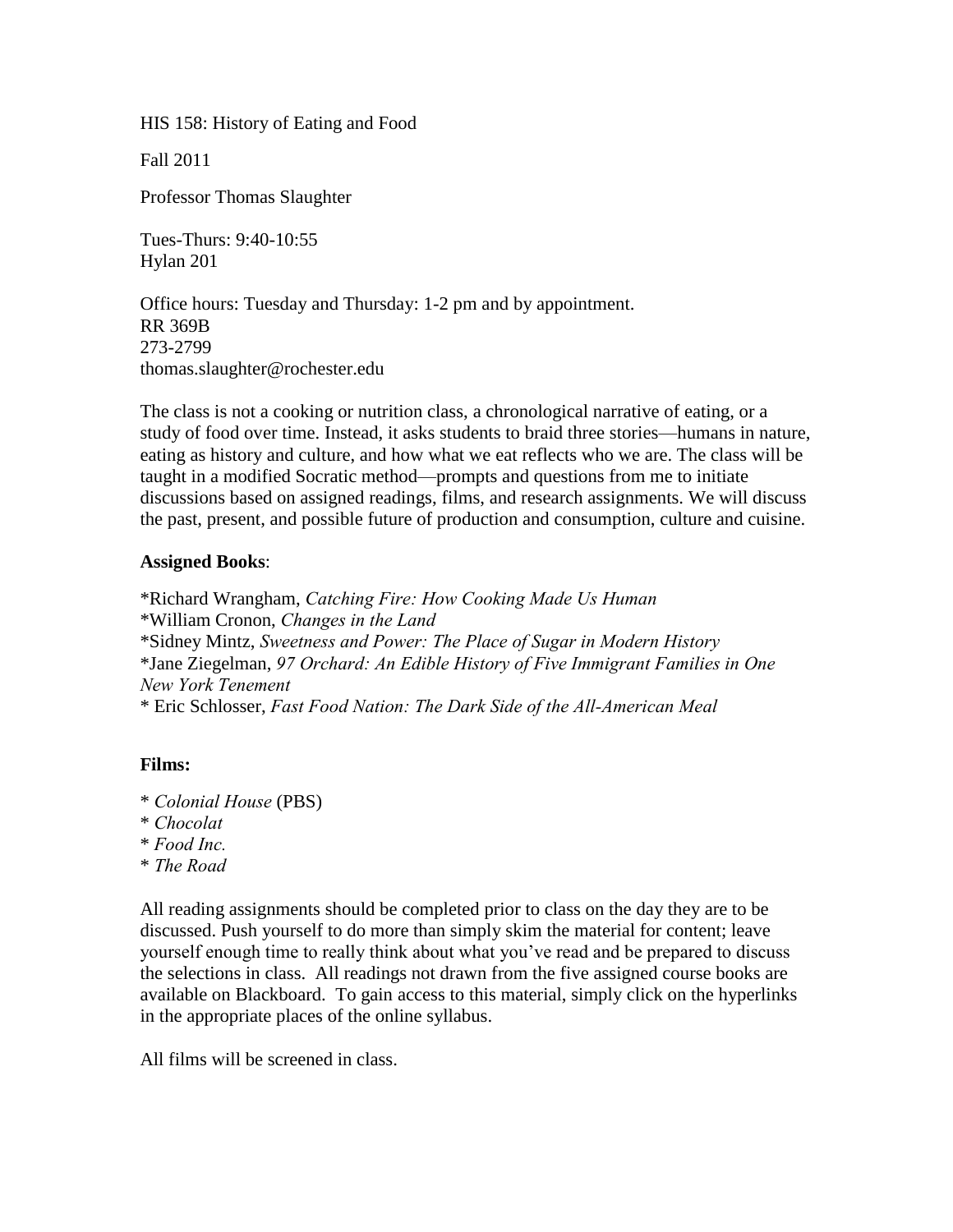HIS 158: History of Eating and Food

Fall 2011

Professor Thomas Slaughter

Tues-Thurs: 9:40-10:55
Hylan 201

Office hours: Tuesday and Thursday: 1-2 pm and by appointment.
RR 369B
273-2799
thomas.slaughter@rochester.edu

The class is not a cooking or nutrition class, a chronological narrative of eating, or a study of food over time. Instead, it asks students to braid three stories—humans in nature, eating as history and culture, and how what we eat reflects who we are. The class will be taught in a modified Socratic method—prompts and questions from me to initiate discussions based on assigned readings, films, and research assignments. We will discuss the past, present, and possible future of production and consumption, culture and cuisine.

**Assigned Books**:

*Richard Wrangham, *Catching Fire: How Cooking Made Us Human*
*William Cronon, *Changes in the Land*
*Sidney Mintz, *Sweetness and Power: The Place of Sugar in Modern History*
*Jane Ziegelman, *97 Orchard: An Edible History of Five Immigrant Families in One New York Tenement*
* Eric Schlosser, *Fast Food Nation: The Dark Side of the All-American Meal*

**Films:**

* *Colonial House* (PBS)
* *Chocolat*
* *Food Inc.*
* *The Road*

All reading assignments should be completed prior to class on the day they are to be discussed. Push yourself to do more than simply skim the material for content; leave yourself enough time to really think about what you've read and be prepared to discuss the selections in class. All readings not drawn from the five assigned course books are available on Blackboard. To gain access to this material, simply click on the hyperlinks in the appropriate places of the online syllabus.

All films will be screened in class.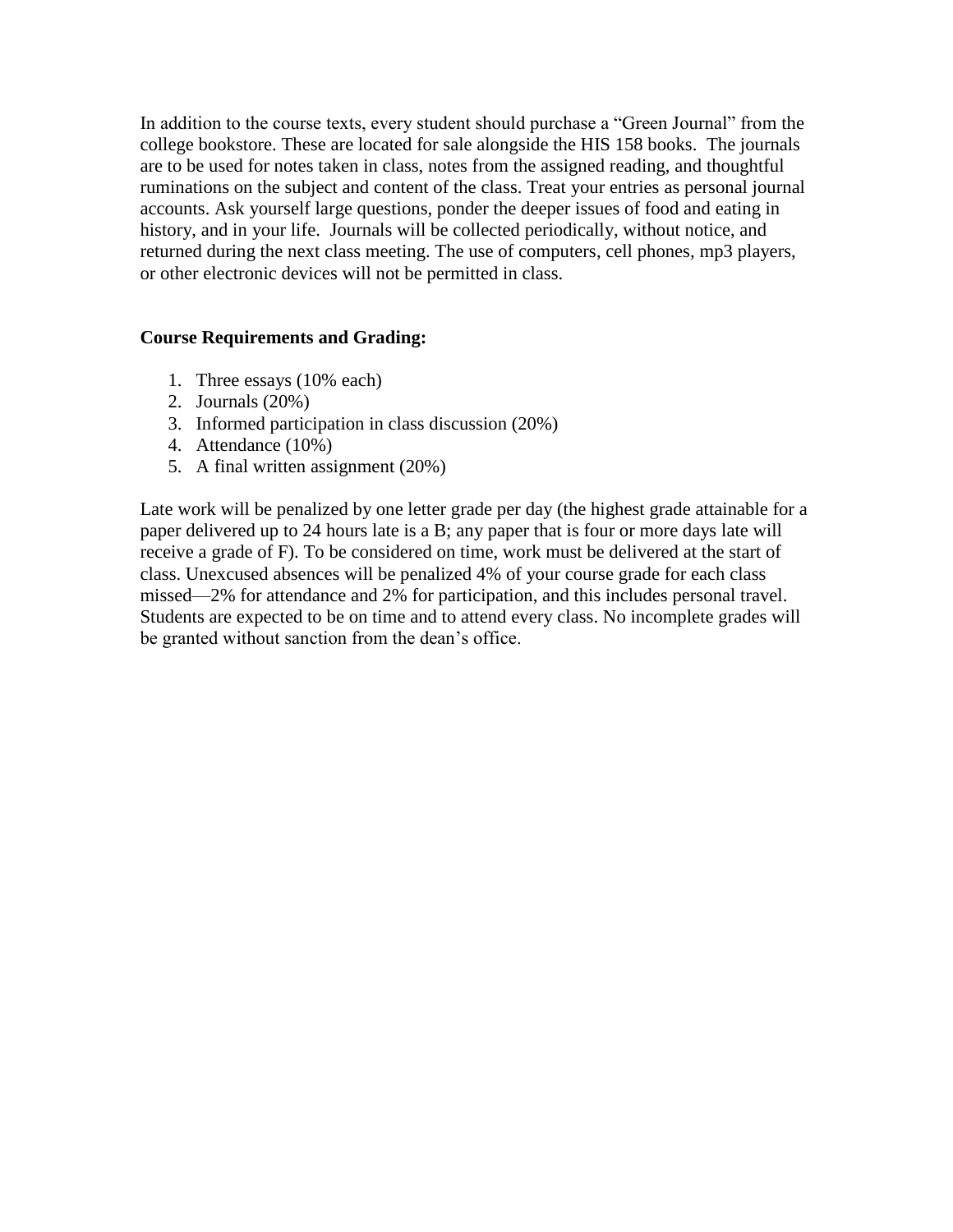In addition to the course texts, every student should purchase a "Green Journal" from the college bookstore. These are located for sale alongside the HIS 158 books. The journals are to be used for notes taken in class, notes from the assigned reading, and thoughtful ruminations on the subject and content of the class. Treat your entries as personal journal accounts. Ask yourself large questions, ponder the deeper issues of food and eating in history, and in your life. Journals will be collected periodically, without notice, and returned during the next class meeting. The use of computers, cell phones, mp3 players, or other electronic devices will not be permitted in class.

**Course Requirements and Grading:**

1. Three essays (10% each)
2. Journals (20%)
3. Informed participation in class discussion (20%)
4. Attendance (10%)
5. A final written assignment (20%)

Late work will be penalized by one letter grade per day (the highest grade attainable for a paper delivered up to 24 hours late is a B; any paper that is four or more days late will receive a grade of F). To be considered on time, work must be delivered at the start of class. Unexcused absences will be penalized 4% of your course grade for each class missed—2% for attendance and 2% for participation, and this includes personal travel. Students are expected to be on time and to attend every class. No incomplete grades will be granted without sanction from the dean's office.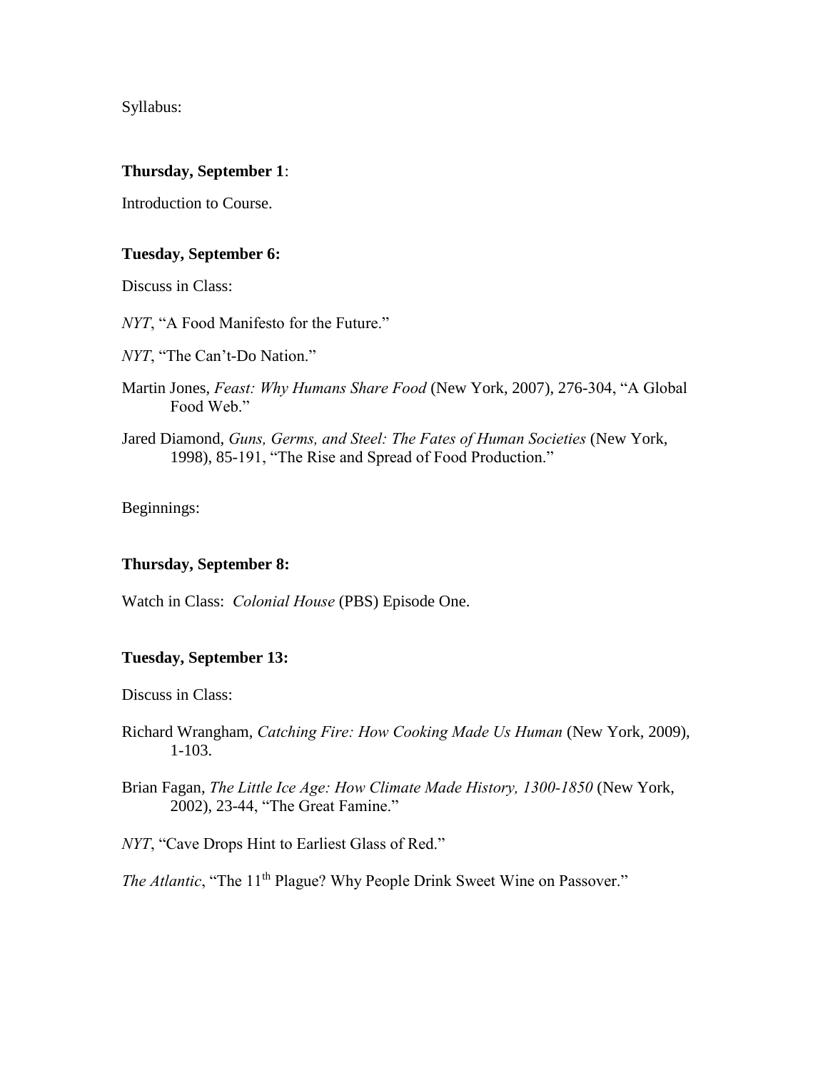Syllabus:

**Thursday, September 1**:

Introduction to Course.

**Tuesday, September 6:**

Discuss in Class:

*NYT*, "A Food Manifesto for the Future."

*NYT*, "The Can't-Do Nation."

Martin Jones, *Feast: Why Humans Share Food* (New York, 2007), 276-304, "A Global Food Web."

Jared Diamond, *Guns, Germs, and Steel: The Fates of Human Societies* (New York, 1998), 85-191, "The Rise and Spread of Food Production."

Beginnings:

**Thursday, September 8:**

Watch in Class: *Colonial House* (PBS) Episode One.

**Tuesday, September 13:**

Discuss in Class:

Richard Wrangham, *Catching Fire: How Cooking Made Us Human* (New York, 2009), 1-103.

Brian Fagan, *The Little Ice Age: How Climate Made History, 1300-1850* (New York, 2002), 23-44, "The Great Famine."

*NYT*, "Cave Drops Hint to Earliest Glass of Red."

*The Atlantic*, "The 11th Plague? Why People Drink Sweet Wine on Passover."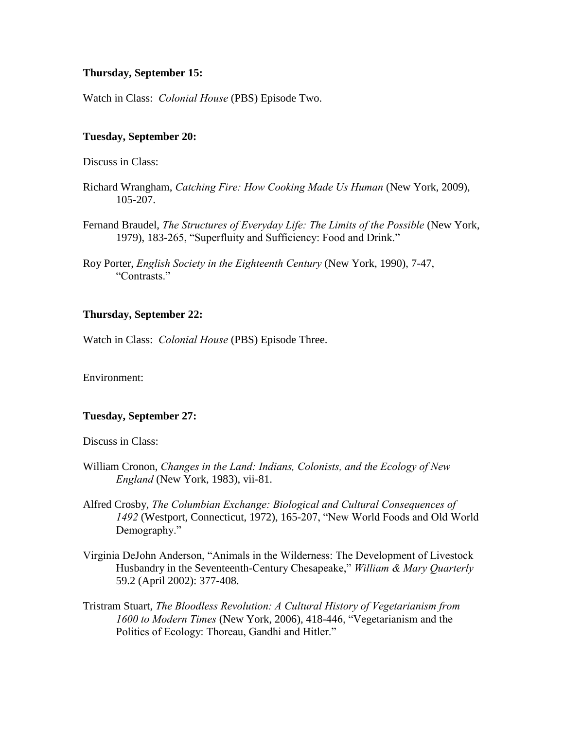**Thursday, September 15:**

Watch in Class: *Colonial House* (PBS) Episode Two.

**Tuesday, September 20:**

Discuss in Class:

Richard Wrangham, *Catching Fire: How Cooking Made Us Human* (New York, 2009), 105-207.

Fernand Braudel, *The Structures of Everyday Life: The Limits of the Possible* (New York, 1979), 183-265, "Superfluity and Sufficiency: Food and Drink."

Roy Porter, *English Society in the Eighteenth Century* (New York, 1990), 7-47, "Contrasts."

**Thursday, September 22:**

Watch in Class: *Colonial House* (PBS) Episode Three.

Environment:

**Tuesday, September 27:**

Discuss in Class:

William Cronon, *Changes in the Land: Indians, Colonists, and the Ecology of New England* (New York, 1983), vii-81.

Alfred Crosby, *The Columbian Exchange: Biological and Cultural Consequences of 1492* (Westport, Connecticut, 1972), 165-207, "New World Foods and Old World Demography."

Virginia DeJohn Anderson, "Animals in the Wilderness: The Development of Livestock Husbandry in the Seventeenth-Century Chesapeake," *William & Mary Quarterly* 59.2 (April 2002): 377-408.

Tristram Stuart, *The Bloodless Revolution: A Cultural History of Vegetarianism from 1600 to Modern Times* (New York, 2006), 418-446, "Vegetarianism and the Politics of Ecology: Thoreau, Gandhi and Hitler."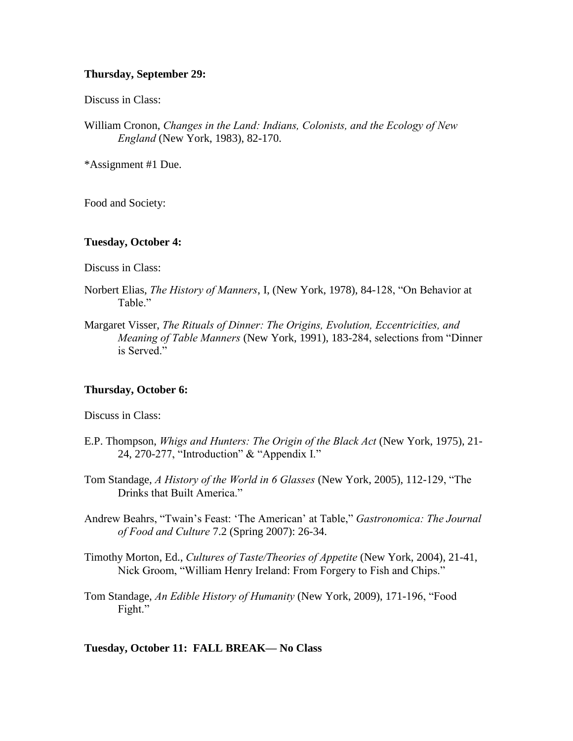**Thursday, September 29:**

Discuss in Class:

William Cronon, *Changes in the Land: Indians, Colonists, and the Ecology of New England* (New York, 1983), 82-170.

*Assignment #1 Due.

Food and Society:

**Tuesday, October 4:**

Discuss in Class:

Norbert Elias, *The History of Manners*, I, (New York, 1978), 84-128, "On Behavior at Table."

Margaret Visser, *The Rituals of Dinner: The Origins, Evolution, Eccentricities, and Meaning of Table Manners* (New York, 1991), 183-284, selections from "Dinner is Served."

**Thursday, October 6:**

Discuss in Class:

E.P. Thompson, *Whigs and Hunters: The Origin of the Black Act* (New York, 1975), 21-24, 270-277, "Introduction" & "Appendix I."

Tom Standage, *A History of the World in 6 Glasses* (New York, 2005), 112-129, "The Drinks that Built America."

Andrew Beahrs, "Twain's Feast: 'The American' at Table," *Gastronomica: The Journal of Food and Culture* 7.2 (Spring 2007): 26-34.

Timothy Morton, Ed., *Cultures of Taste/Theories of Appetite* (New York, 2004), 21-41, Nick Groom, "William Henry Ireland: From Forgery to Fish and Chips."

Tom Standage, *An Edible History of Humanity* (New York, 2009), 171-196, "Food Fight."

**Tuesday, October 11: FALL BREAK— No Class**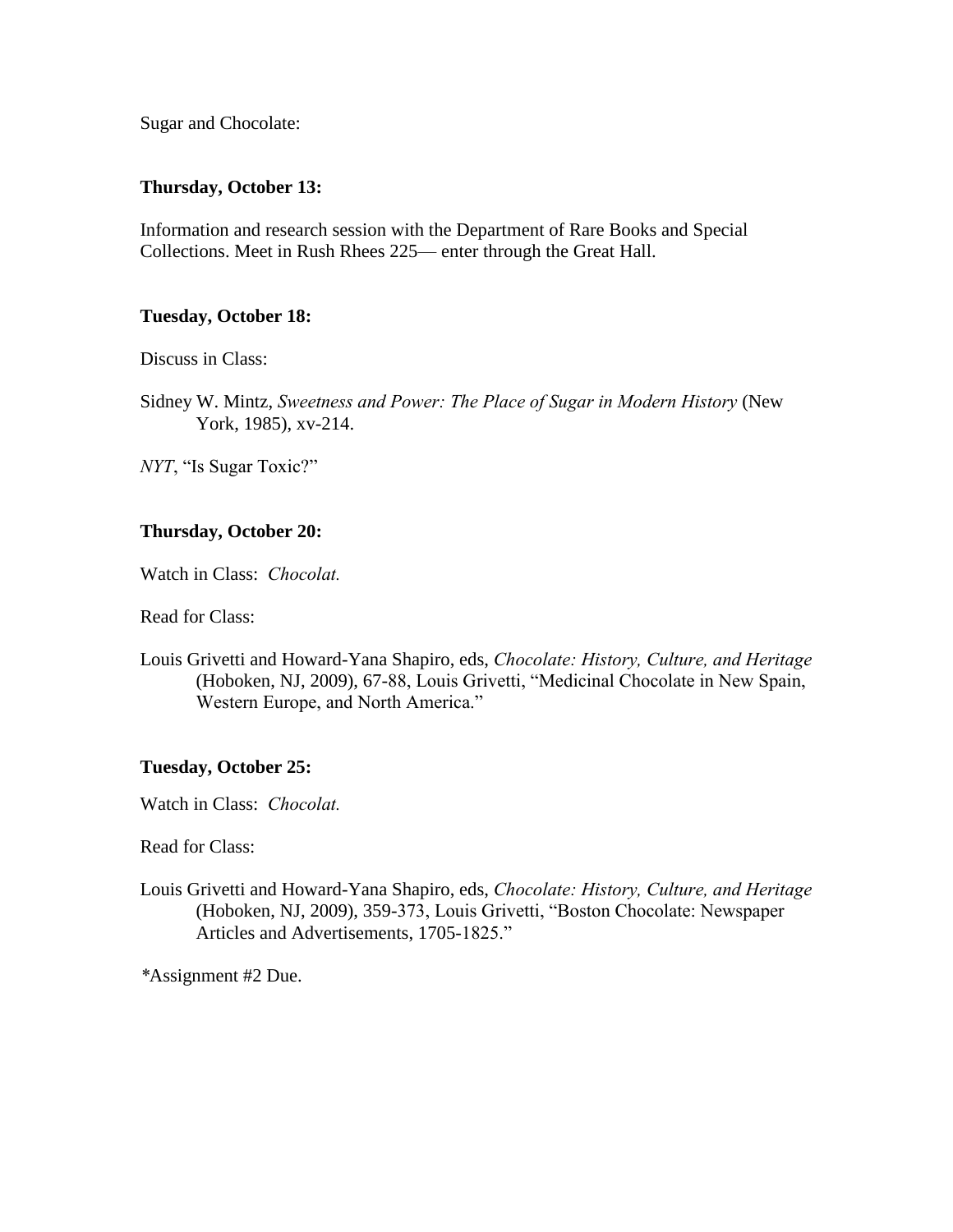Sugar and Chocolate:

**Thursday, October 13:**

Information and research session with the Department of Rare Books and Special Collections. Meet in Rush Rhees 225— enter through the Great Hall.

**Tuesday, October 18:**

Discuss in Class:

Sidney W. Mintz, *Sweetness and Power: The Place of Sugar in Modern History* (New York, 1985), xv-214.

*NYT*, "Is Sugar Toxic?"

**Thursday, October 20:**

Watch in Class: *Chocolat.*

Read for Class:

Louis Grivetti and Howard-Yana Shapiro, eds, *Chocolate: History, Culture, and Heritage* (Hoboken, NJ, 2009), 67-88, Louis Grivetti, "Medicinal Chocolate in New Spain, Western Europe, and North America."

**Tuesday, October 25:**

Watch in Class: *Chocolat.*

Read for Class:

Louis Grivetti and Howard-Yana Shapiro, eds, *Chocolate: History, Culture, and Heritage* (Hoboken, NJ, 2009), 359-373, Louis Grivetti, "Boston Chocolate: Newspaper Articles and Advertisements, 1705-1825."

*Assignment #2 Due.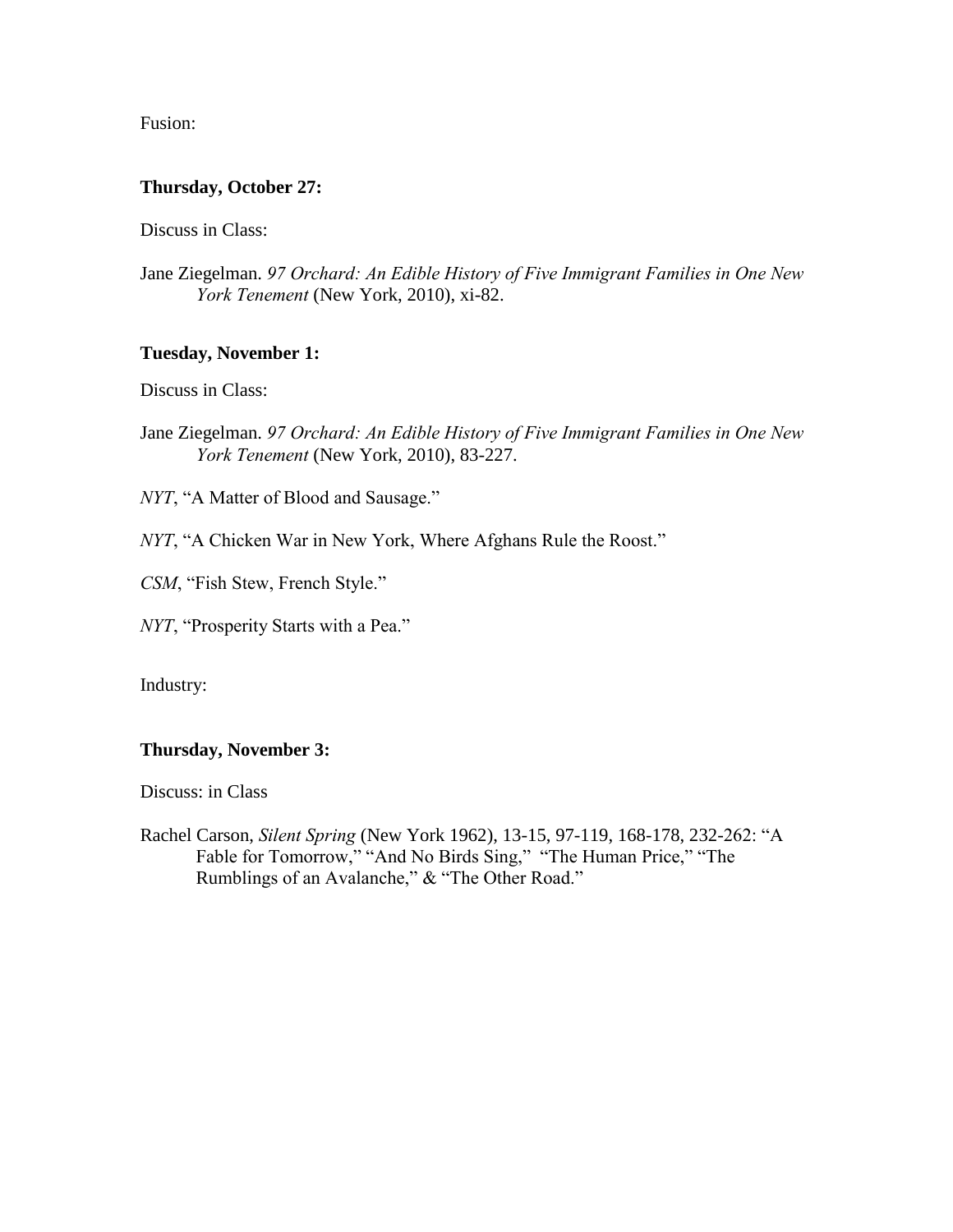Fusion:

**Thursday, October 27:**

Discuss in Class:

Jane Ziegelman. *97 Orchard: An Edible History of Five Immigrant Families in One New York Tenement* (New York, 2010), xi-82.

**Tuesday, November 1:**

Discuss in Class:

Jane Ziegelman. *97 Orchard: An Edible History of Five Immigrant Families in One New York Tenement* (New York, 2010), 83-227.

*NYT*, "A Matter of Blood and Sausage."

*NYT*, "A Chicken War in New York, Where Afghans Rule the Roost."

*CSM*, "Fish Stew, French Style."

*NYT*, "Prosperity Starts with a Pea."

Industry:

**Thursday, November 3:**

Discuss: in Class

Rachel Carson, *Silent Spring* (New York 1962), 13-15, 97-119, 168-178, 232-262: "A Fable for Tomorrow," "And No Birds Sing," "The Human Price," "The Rumblings of an Avalanche," & "The Other Road."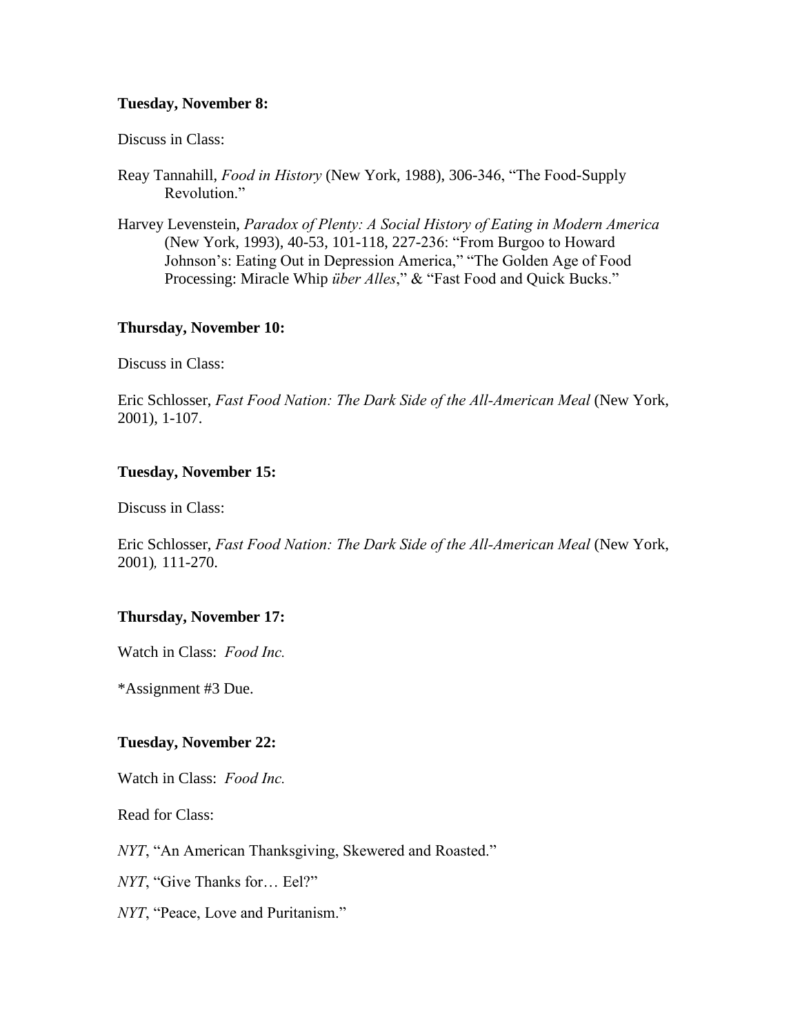**Tuesday, November 8:**

Discuss in Class:

Reay Tannahill, *Food in History* (New York, 1988), 306-346, "The Food-Supply Revolution."

Harvey Levenstein, *Paradox of Plenty: A Social History of Eating in Modern America* (New York, 1993), 40-53, 101-118, 227-236: "From Burgoo to Howard Johnson's: Eating Out in Depression America," "The Golden Age of Food Processing: Miracle Whip *über Alles*," & "Fast Food and Quick Bucks."

**Thursday, November 10:**

Discuss in Class:

Eric Schlosser, *Fast Food Nation: The Dark Side of the All-American Meal* (New York, 2001), 1-107.

**Tuesday, November 15:**

Discuss in Class:

Eric Schlosser, *Fast Food Nation: The Dark Side of the All-American Meal* (New York, 2001), 111-270.

**Thursday, November 17:**

Watch in Class: *Food Inc.*

*Assignment #3 Due.

**Tuesday, November 22:**

Watch in Class: *Food Inc.*

Read for Class:

*NYT*, "An American Thanksgiving, Skewered and Roasted."

*NYT*, "Give Thanks for… Eel?"

*NYT*, "Peace, Love and Puritanism."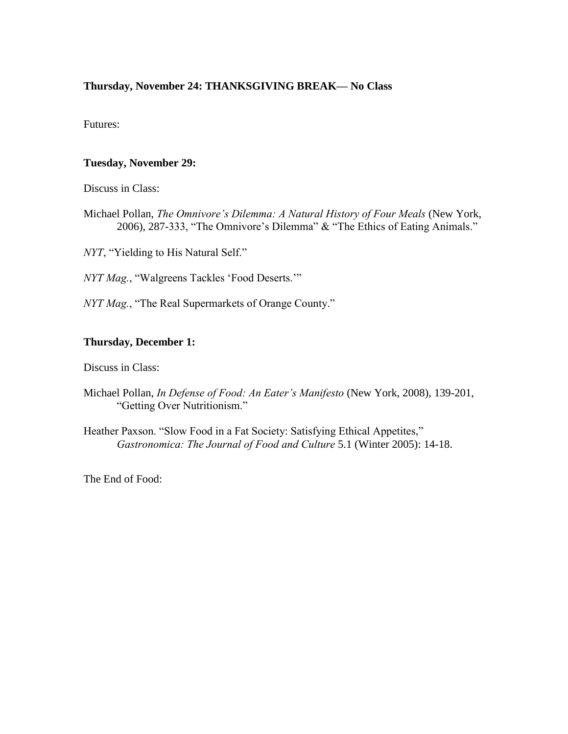**Thursday, November 24: THANKSGIVING BREAK— No Class**

Futures:

**Tuesday, November 29:**

Discuss in Class:

Michael Pollan, *The Omnivore's Dilemma: A Natural History of Four Meals* (New York, 2006), 287-333, "The Omnivore's Dilemma" & "The Ethics of Eating Animals."

*NYT*, "Yielding to His Natural Self."

*NYT Mag.*, "Walgreens Tackles 'Food Deserts.'"

*NYT Mag.*, "The Real Supermarkets of Orange County."

**Thursday, December 1:**

Discuss in Class:

Michael Pollan, *In Defense of Food: An Eater's Manifesto* (New York, 2008), 139-201, "Getting Over Nutritionism."

Heather Paxson. "Slow Food in a Fat Society: Satisfying Ethical Appetites," *Gastronomica: The Journal of Food and Culture* 5.1 (Winter 2005): 14-18.

The End of Food: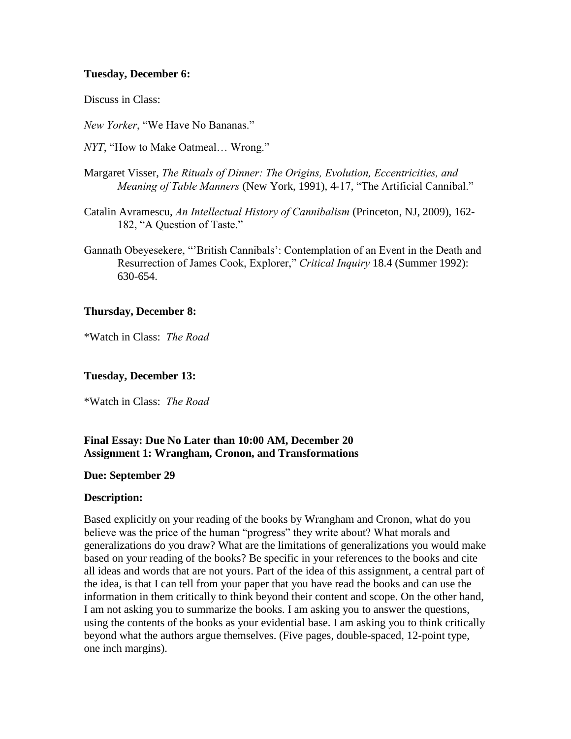**Tuesday, December 6:**

Discuss in Class:

*New Yorker*, “We Have No Bananas.”

*NYT*, “How to Make Oatmeal… Wrong.”

Margaret Visser, *The Rituals of Dinner: The Origins, Evolution, Eccentricities, and Meaning of Table Manners* (New York, 1991), 4-17, “The Artificial Cannibal.”

Catalin Avramescu, *An Intellectual History of Cannibalism* (Princeton, NJ, 2009), 162-182, “A Question of Taste.”

Gannath Obeyesekere, “‘British Cannibals’: Contemplation of an Event in the Death and Resurrection of James Cook, Explorer,” *Critical Inquiry* 18.4 (Summer 1992): 630-654.

**Thursday, December 8:**

*Watch in Class: *The Road*

**Tuesday, December 13:**

*Watch in Class: *The Road*

**Final Essay: Due No Later than 10:00 AM, December 20**
**Assignment 1: Wrangham, Cronon, and Transformations**

**Due: September 29**

**Description:**

Based explicitly on your reading of the books by Wrangham and Cronon, what do you believe was the price of the human “progress” they write about? What morals and generalizations do you draw? What are the limitations of generalizations you would make based on your reading of the books? Be specific in your references to the books and cite all ideas and words that are not yours. Part of the idea of this assignment, a central part of the idea, is that I can tell from your paper that you have read the books and can use the information in them critically to think beyond their content and scope. On the other hand, I am not asking you to summarize the books. I am asking you to answer the questions, using the contents of the books as your evidential base. I am asking you to think critically beyond what the authors argue themselves. (Five pages, double-spaced, 12-point type, one inch margins).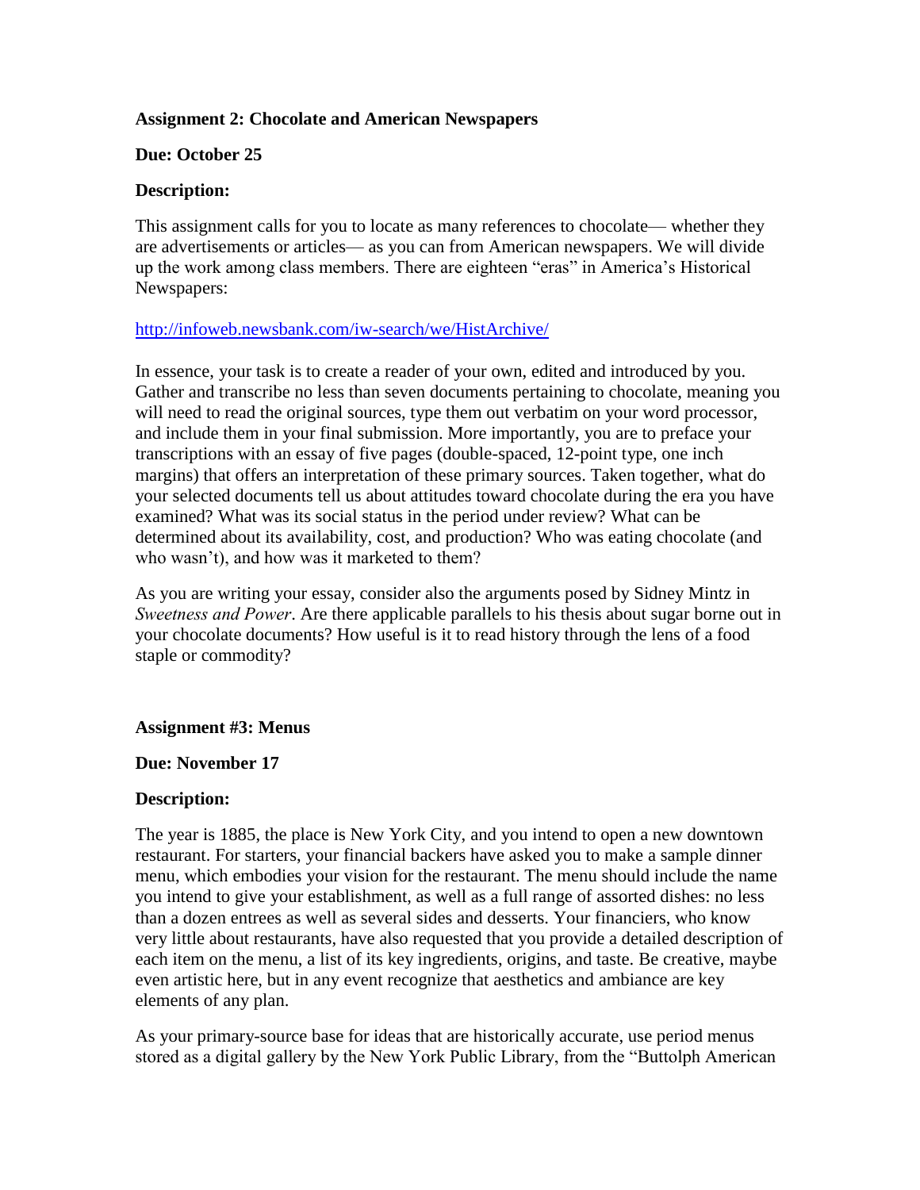**Assignment 2: Chocolate and American Newspapers**

**Due: October 25**

**Description:**

This assignment calls for you to locate as many references to chocolate— whether they are advertisements or articles— as you can from American newspapers. We will divide up the work among class members. There are eighteen "eras" in America's Historical Newspapers:

http://infoweb.newsbank.com/iw-search/we/HistArchive/

In essence, your task is to create a reader of your own, edited and introduced by you. Gather and transcribe no less than seven documents pertaining to chocolate, meaning you will need to read the original sources, type them out verbatim on your word processor, and include them in your final submission. More importantly, you are to preface your transcriptions with an essay of five pages (double-spaced, 12-point type, one inch margins) that offers an interpretation of these primary sources. Taken together, what do your selected documents tell us about attitudes toward chocolate during the era you have examined? What was its social status in the period under review? What can be determined about its availability, cost, and production? Who was eating chocolate (and who wasn't), and how was it marketed to them?

As you are writing your essay, consider also the arguments posed by Sidney Mintz in *Sweetness and Power*. Are there applicable parallels to his thesis about sugar borne out in your chocolate documents? How useful is it to read history through the lens of a food staple or commodity?

**Assignment #3: Menus**

**Due: November 17**

**Description:**

The year is 1885, the place is New York City, and you intend to open a new downtown restaurant. For starters, your financial backers have asked you to make a sample dinner menu, which embodies your vision for the restaurant. The menu should include the name you intend to give your establishment, as well as a full range of assorted dishes: no less than a dozen entrees as well as several sides and desserts. Your financiers, who know very little about restaurants, have also requested that you provide a detailed description of each item on the menu, a list of its key ingredients, origins, and taste. Be creative, maybe even artistic here, but in any event recognize that aesthetics and ambiance are key elements of any plan.

As your primary-source base for ideas that are historically accurate, use period menus stored as a digital gallery by the New York Public Library, from the "Buttolph American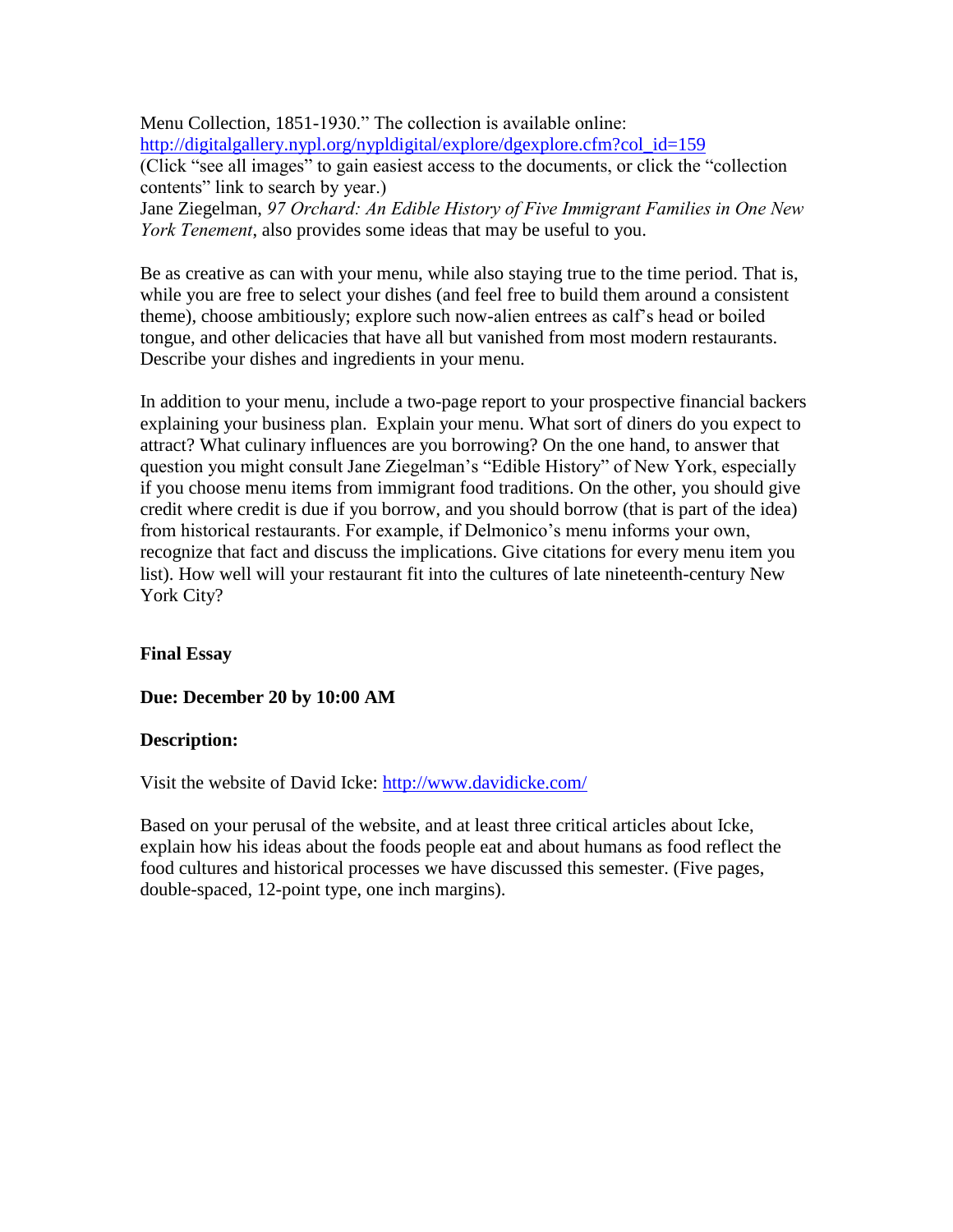Menu Collection, 1851-1930." The collection is available online: http://digitalgallery.nypl.org/nypldigital/explore/dgexplore.cfm?col_id=159
(Click "see all images" to gain easiest access to the documents, or click the "collection contents" link to search by year.)
Jane Ziegelman, *97 Orchard: An Edible History of Five Immigrant Families in One New York Tenement*, also provides some ideas that may be useful to you.

Be as creative as can with your menu, while also staying true to the time period. That is, while you are free to select your dishes (and feel free to build them around a consistent theme), choose ambitiously; explore such now-alien entrees as calf's head or boiled tongue, and other delicacies that have all but vanished from most modern restaurants. Describe your dishes and ingredients in your menu.

In addition to your menu, include a two-page report to your prospective financial backers explaining your business plan. Explain your menu. What sort of diners do you expect to attract? What culinary influences are you borrowing? On the one hand, to answer that question you might consult Jane Ziegelman's "Edible History" of New York, especially if you choose menu items from immigrant food traditions. On the other, you should give credit where credit is due if you borrow, and you should borrow (that is part of the idea) from historical restaurants. For example, if Delmonico's menu informs your own, recognize that fact and discuss the implications. Give citations for every menu item you list). How well will your restaurant fit into the cultures of late nineteenth-century New York City?

**Final Essay**

**Due: December 20 by 10:00 AM**

**Description:**

Visit the website of David Icke: http://www.davidicke.com/

Based on your perusal of the website, and at least three critical articles about Icke, explain how his ideas about the foods people eat and about humans as food reflect the food cultures and historical processes we have discussed this semester. (Five pages, double-spaced, 12-point type, one inch margins).